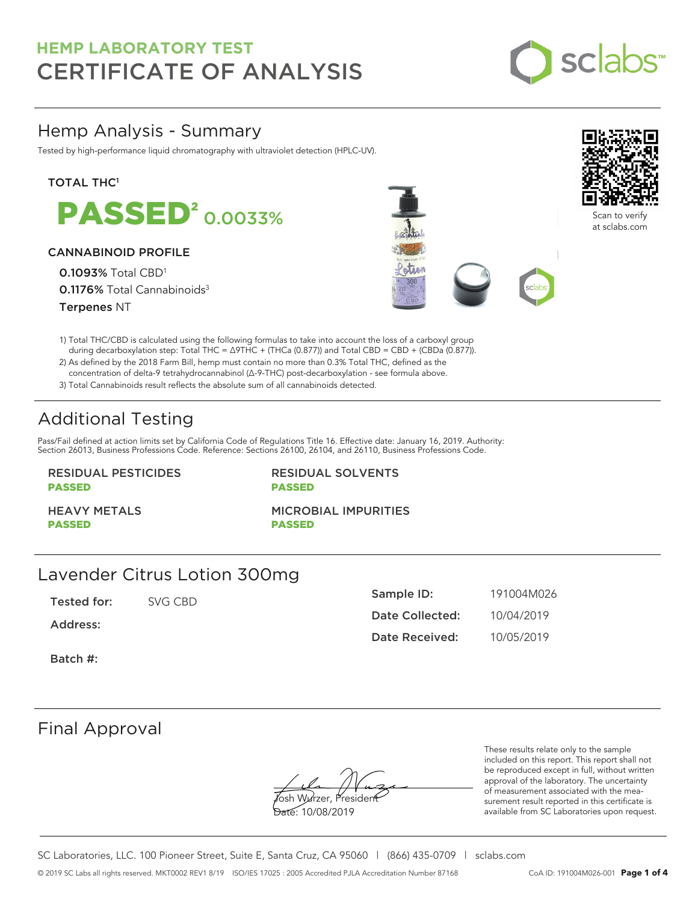# HEMP LABORATORY TEST
# CERTIFICATE OF ANALYSIS

## Hemp Analysis - Summary

Tested by high-performance liquid chromatography with ultraviolet detection (HPLC-UV).

**TOTAL THC[1]**

**PASSED[2]** 0.0033%

**CANNABINOID PROFILE**

**0.1093%** Total CBD[1]
**0.1176%** Total Cannabinoids[3]
**Terpenes** NT

Scan to verify at sclabs.com

1) Total THC/CBD is calculated using the following formulas to take into account the loss of a carboxyl group during decarboxylation step: Total THC = Δ9THC + (THCa (0.877)) and Total CBD = CBD + (CBDa (0.877)).
2) As defined by the 2018 Farm Bill, hemp must contain no more than 0.3% Total THC, defined as the concentration of delta-9 tetrahydrocannabinol (Δ-9-THC) post-decarboxylation - see formula above.
3) Total Cannabinoids result reflects the absolute sum of all cannabinoids detected.

## Additional Testing

Pass/Fail defined at action limits set by California Code of Regulations Title 16. Effective date: January 16, 2019. Authority: Section 26013, Business Professions Code. Reference: Sections 26100, 26104, and 26110, Business Professions Code.

| Test | Result |
|---|---|
| RESIDUAL PESTICIDES | **PASSED** |
| RESIDUAL SOLVENTS | **PASSED** |
| HEAVY METALS | **PASSED** |
| MICROBIAL IMPURITIES | **PASSED** |

## Lavender Citrus Lotion 300mg

**Tested for:** SVG CBD

**Address:**

**Batch #:**

**Sample ID:** 191004M026
**Date Collected:** 10/04/2019
**Date Received:** 10/05/2019

## Final Approval

Josh Wurzer, President
Date: 10/08/2019

These results relate only to the sample included on this report. This report shall not be reproduced except in full, without written approval of the laboratory. The uncertainty of measurement associated with the measurement result reported in this certificate is available from SC Laboratories upon request.

SC Laboratories, LLC. 100 Pioneer Street, Suite E, Santa Cruz, CA 95060 | (866) 435-0709 | sclabs.com

© 2019 SC Labs all rights reserved. MKT0002 REV1 8/19 ISO/IES 17025 : 2005 Accredited PJLA Accreditation Number 87168 CoA ID: 191004M026-001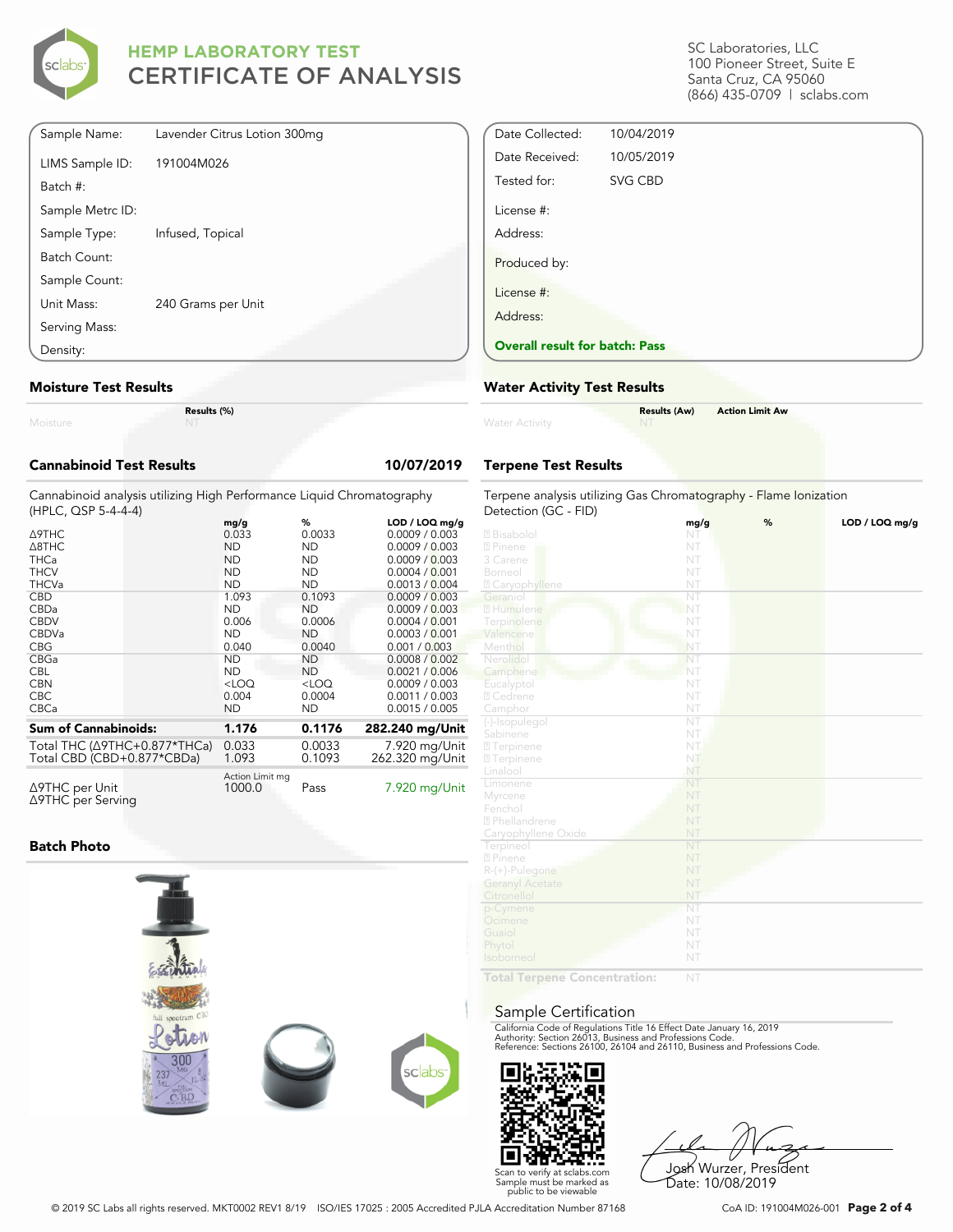# HEMP LABORATORY TEST
## CERTIFICATE OF ANALYSIS

SC Laboratories, LLC
100 Pioneer Street, Suite E
Santa Cruz, CA 95060
(866) 435-0709 | sclabs.com

| | |
|---|---|
| Sample Name: | Lavender Citrus Lotion 300mg |
| LIMS Sample ID: | 191004M026 |
| Batch #: | |
| Sample Metrc ID: | |
| Sample Type: | Infused, Topical |
| Batch Count: | |
| Sample Count: | |
| Unit Mass: | 240 Grams per Unit |
| Serving Mass: | |
| Density: | |

| | |
|---|---|
| Date Collected: | 10/04/2019 |
| Date Received: | 10/05/2019 |
| Tested for: | SVG CBD |
| License #: | |
| Address: | |
| Produced by: | |
| License #: | |
| Address: | |

**Overall result for batch: Pass**

### Moisture Test Results

| | Results (%) |
|---|---|
| Moisture | NT |

### Water Activity Test Results

| | Results (Aw) | Action Limit Aw |
|---|---|---|
| Water Activity | NT | |

### Cannabinoid Test Results — 10/07/2019

Cannabinoid analysis utilizing High Performance Liquid Chromatography (HPLC, QSP 5-4-4-4)

| | mg/g | % | LOD / LOQ mg/g |
|---|---|---|---|
| Δ9THC | 0.033 | 0.0033 | 0.0009 / 0.003 |
| Δ8THC | ND | ND | 0.0009 / 0.003 |
| THCa | ND | ND | 0.0009 / 0.003 |
| THCV | ND | ND | 0.0004 / 0.001 |
| THCVa | ND | ND | 0.0013 / 0.004 |
| CBD | 1.093 | 0.1093 | 0.0009 / 0.003 |
| CBDa | ND | ND | 0.0009 / 0.003 |
| CBDV | 0.006 | 0.0006 | 0.0004 / 0.001 |
| CBDVa | ND | ND | 0.0003 / 0.001 |
| CBG | 0.040 | 0.0040 | 0.001 / 0.003 |
| CBGa | ND | ND | 0.0008 / 0.002 |
| CBL | ND | ND | 0.0021 / 0.006 |
| CBN | <LOQ | <LOQ | 0.0009 / 0.003 |
| CBC | 0.004 | 0.0004 | 0.0011 / 0.003 |
| CBCa | ND | ND | 0.0015 / 0.005 |
| **Sum of Cannabinoids:** | **1.176** | **0.1176** | **282.240 mg/Unit** |
| Total THC (Δ9THC+0.877*THCa) | 0.033 | 0.0033 | 7.920 mg/Unit |
| Total CBD (CBD+0.877*CBDa) | 1.093 | 0.1093 | 262.320 mg/Unit |

| | Action Limit mg | | |
|---|---|---|---|
| Δ9THC per Unit | 1000.0 | Pass | 7.920 mg/Unit |
| Δ9THC per Serving | | | |

### Terpene Test Results

Terpene analysis utilizing Gas Chromatography - Flame Ionization Detection (GC - FID)

| | mg/g | % | LOD / LOQ mg/g |
|---|---|---|---|
| Bisabolol | NT | | |
| Pinene | NT | | |
| 3 Carene | NT | | |
| Borneol | NT | | |
| Caryophyllene | NT | | |
| Geraniol | NT | | |
| Humulene | NT | | |
| Terpinolene | NT | | |
| Valencene | NT | | |
| Menthol | NT | | |
| Nerolidol | NT | | |
| Camphene | NT | | |
| Eucalyptol | NT | | |
| Cedrene | NT | | |
| Camphor | NT | | |
| (-)-Isopulegol | NT | | |
| Sabinene | NT | | |
| Terpinene | NT | | |
| Terpinene | NT | | |
| Linalool | NT | | |
| Limonene | NT | | |
| Myrcene | NT | | |
| Fenchol | NT | | |
| Phellandrene | NT | | |
| Caryophyllene Oxide | NT | | |
| Terpineol | NT | | |
| Pinene | NT | | |
| R-(+)-Pulegone | NT | | |
| Geranyl Acetate | NT | | |
| Citronellol | NT | | |
| p-Cymene | NT | | |
| Ocimene | NT | | |
| Guaiol | NT | | |
| Phytol | NT | | |
| Isoborneol | NT | | |
| **Total Terpene Concentration:** | NT | | |

### Batch Photo

### Sample Certification

California Code of Regulations Title 16 Effect Date January 16, 2019
Authority: Section 26013, Business and Professions Code.
Reference: Sections 26100, 26104 and 26110, Business and Professions Code.

Scan to verify at sclabs.com
Sample must be marked as public to be viewable

Josh Wurzer, President
Date: 10/08/2019

© 2019 SC Labs all rights reserved. MKT0002 REV1 8/19 ISO/IES 17025 : 2005 Accredited PJLA Accreditation Number 87168

CoA ID: 191004M026-001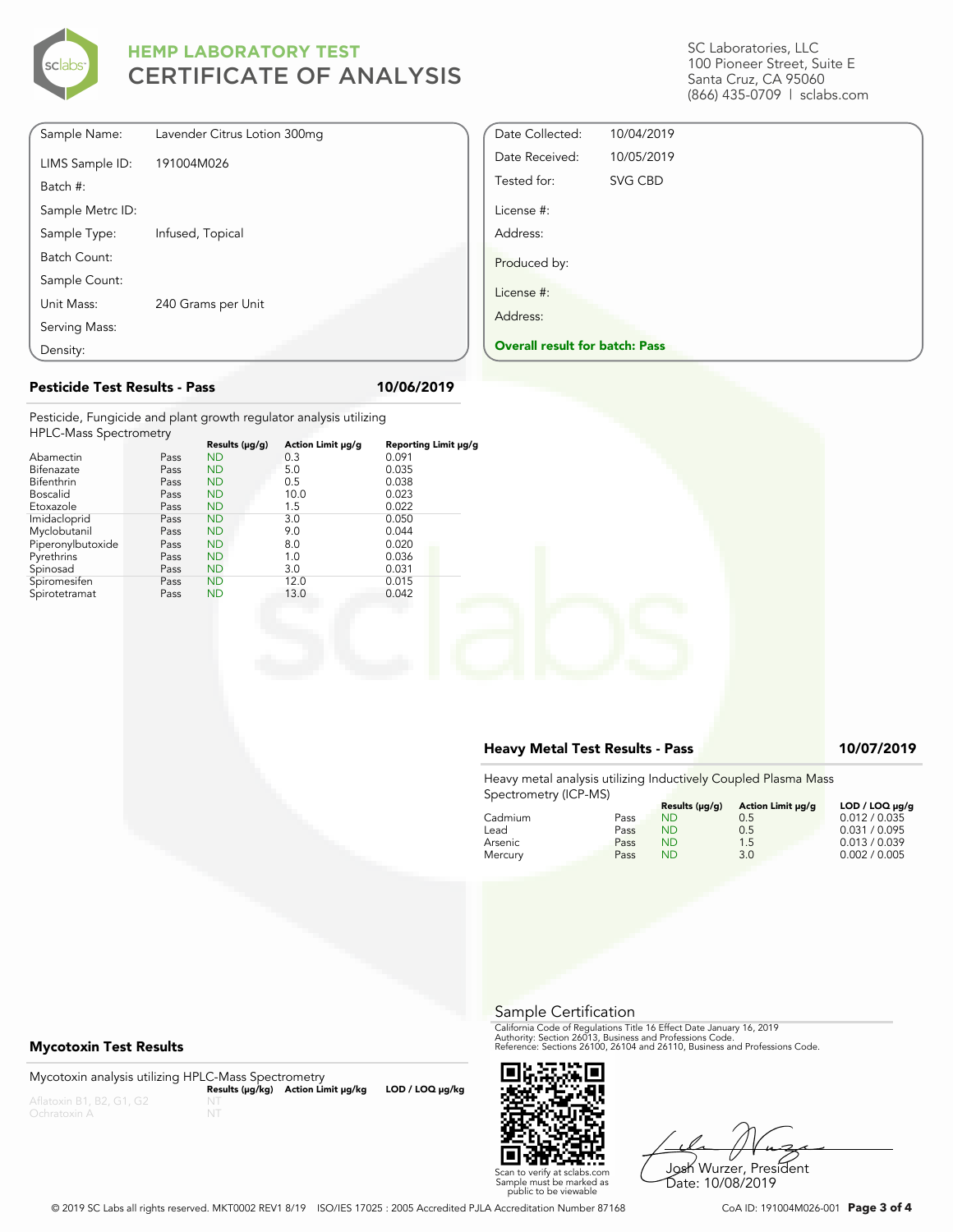# HEMP LABORATORY TEST
# CERTIFICATE OF ANALYSIS

SC Laboratories, LLC
100 Pioneer Street, Suite E
Santa Cruz, CA 95060
(866) 435-0709 | sclabs.com

| | |
|---|---|
| Sample Name: | Lavender Citrus Lotion 300mg |
| LIMS Sample ID: | 191004M026 |
| Batch #: | |
| Sample Metrc ID: | |
| Sample Type: | Infused, Topical |
| Batch Count: | |
| Sample Count: | |
| Unit Mass: | 240 Grams per Unit |
| Serving Mass: | |
| Density: | |

| | |
|---|---|
| Date Collected: | 10/04/2019 |
| Date Received: | 10/05/2019 |
| Tested for: | SVG CBD |
| License #: | |
| Address: | |
| Produced by: | |
| License #: | |
| Address: | |

**Overall result for batch: Pass**

## Pesticide Test Results - Pass — 10/06/2019

Pesticide, Fungicide and plant growth regulator analysis utilizing HPLC-Mass Spectrometry

| | | Results (µg/g) | Action Limit µg/g | Reporting Limit µg/g |
|---|---|---|---|---|
| Abamectin | Pass | ND | 0.3 | 0.091 |
| Bifenazate | Pass | ND | 5.0 | 0.035 |
| Bifenthrin | Pass | ND | 0.5 | 0.038 |
| Boscalid | Pass | ND | 10.0 | 0.023 |
| Etoxazole | Pass | ND | 1.5 | 0.022 |
| Imidacloprid | Pass | ND | 3.0 | 0.050 |
| Myclobutanil | Pass | ND | 9.0 | 0.044 |
| Piperonylbutoxide | Pass | ND | 8.0 | 0.020 |
| Pyrethrins | Pass | ND | 1.0 | 0.036 |
| Spinosad | Pass | ND | 3.0 | 0.031 |
| Spiromesifen | Pass | ND | 12.0 | 0.015 |
| Spirotetramat | Pass | ND | 13.0 | 0.042 |

## Heavy Metal Test Results - Pass — 10/07/2019

Heavy metal analysis utilizing Inductively Coupled Plasma Mass Spectrometry (ICP-MS)

| | | Results (µg/g) | Action Limit µg/g | LOD / LOQ µg/g |
|---|---|---|---|---|
| Cadmium | Pass | ND | 0.5 | 0.012 / 0.035 |
| Lead | Pass | ND | 0.5 | 0.031 / 0.095 |
| Arsenic | Pass | ND | 1.5 | 0.013 / 0.039 |
| Mercury | Pass | ND | 3.0 | 0.002 / 0.005 |

## Mycotoxin Test Results

Mycotoxin analysis utilizing HPLC-Mass Spectrometry

| | Results (µg/kg) | Action Limit µg/kg | LOD / LOQ µg/kg |
|---|---|---|---|
| Aflatoxin B1, B2, G1, G2 | NT | | |
| Ochratoxin A | NT | | |

## Sample Certification

California Code of Regulations Title 16 Effect Date January 16, 2019
Authority: Section 26013, Business and Professions Code.
Reference: Sections 26100, 26104 and 26110, Business and Professions Code.

Scan to verify at sclabs.com
Sample must be marked as public to be viewable

Josh Wurzer, President
Date: 10/08/2019

© 2019 SC Labs all rights reserved. MKT0002 REV1 8/19 ISO/IES 17025 : 2005 Accredited PJLA Accreditation Number 87168

CoA ID: 191004M026-001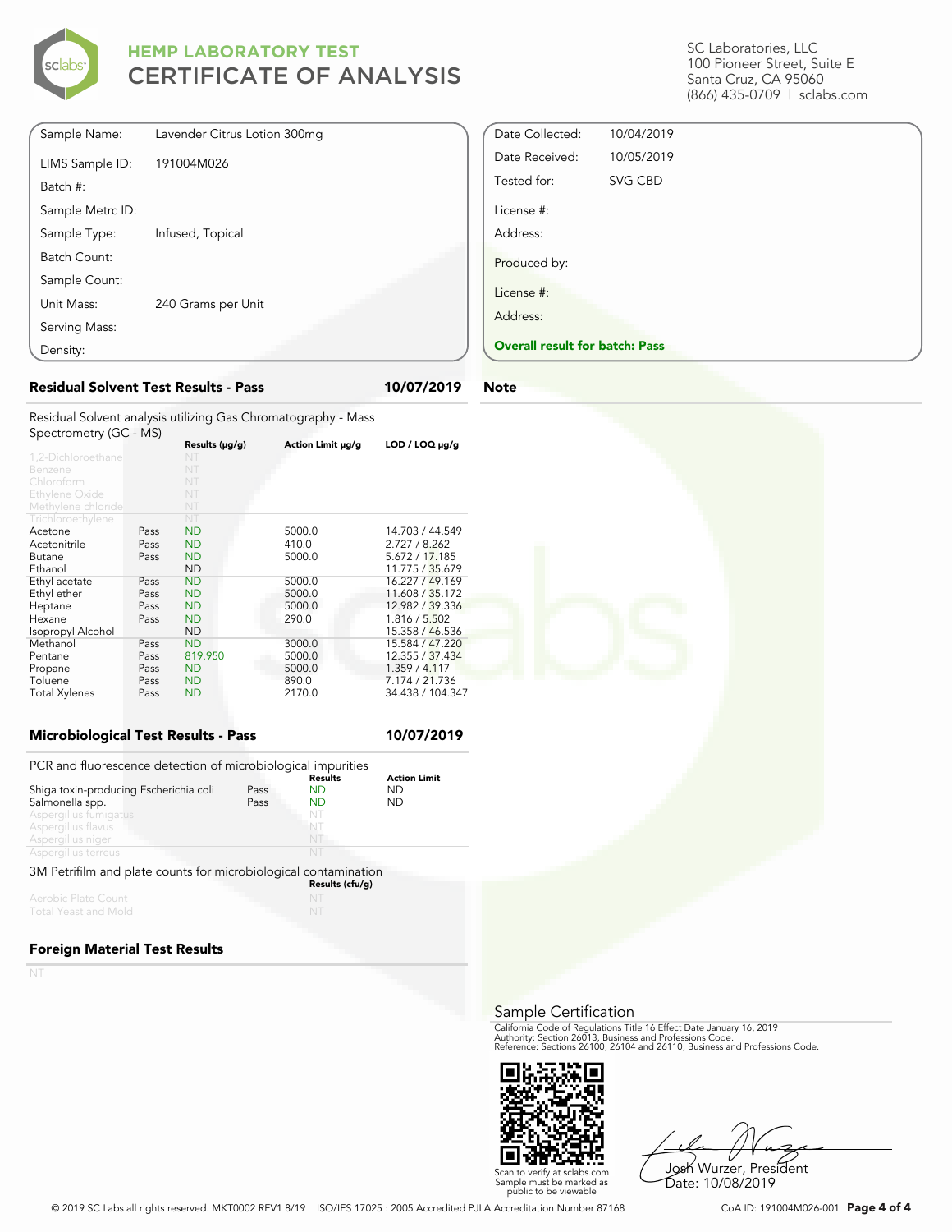# HEMP LABORATORY TEST
# CERTIFICATE OF ANALYSIS

SC Laboratories, LLC
100 Pioneer Street, Suite E
Santa Cruz, CA 95060
(866) 435-0709 | sclabs.com

| | |
|---|---|
| Sample Name: | Lavender Citrus Lotion 300mg |
| LIMS Sample ID: | 191004M026 |
| Batch #: | |
| Sample Metrc ID: | |
| Sample Type: | Infused, Topical |
| Batch Count: | |
| Sample Count: | |
| Unit Mass: | 240 Grams per Unit |
| Serving Mass: | |
| Density: | |

| | |
|---|---|
| Date Collected: | 10/04/2019 |
| Date Received: | 10/05/2019 |
| Tested for: | SVG CBD |
| License #: | |
| Address: | |
| Produced by: | |
| License #: | |
| Address: | |

**Overall result for batch: Pass**

## Residual Solvent Test Results - Pass 10/07/2019

Residual Solvent analysis utilizing Gas Chromatography - Mass Spectrometry (GC - MS)

| | | Results (µg/g) | Action Limit µg/g | LOD / LOQ µg/g |
|---|---|---|---|---|
| 1,2-Dichloroethane | | NT | | |
| Benzene | | NT | | |
| Chloroform | | NT | | |
| Ethylene Oxide | | NT | | |
| Methylene chloride | | NT | | |
| Trichloroethylene | | NT | | |
| Acetone | Pass | ND | 5000.0 | 14.703 / 44.549 |
| Acetonitrile | Pass | ND | 410.0 | 2.727 / 8.262 |
| Butane | Pass | ND | 5000.0 | 5.672 / 17.185 |
| Ethanol | | ND | | 11.775 / 35.679 |
| Ethyl acetate | Pass | ND | 5000.0 | 16.227 / 49.169 |
| Ethyl ether | Pass | ND | 5000.0 | 11.608 / 35.172 |
| Heptane | Pass | ND | 5000.0 | 12.982 / 39.336 |
| Hexane | Pass | ND | 290.0 | 1.816 / 5.502 |
| Isopropyl Alcohol | | ND | | 15.358 / 46.536 |
| Methanol | Pass | ND | 3000.0 | 15.584 / 47.220 |
| Pentane | Pass | 819.950 | 5000.0 | 12.355 / 37.434 |
| Propane | Pass | ND | 5000.0 | 1.359 / 4.117 |
| Toluene | Pass | ND | 890.0 | 7.174 / 21.736 |
| Total Xylenes | Pass | ND | 2170.0 | 34.438 / 104.347 |

## Microbiological Test Results - Pass 10/07/2019

PCR and fluorescence detection of microbiological impurities

| | | Results | Action Limit |
|---|---|---|---|
| Shiga toxin-producing Escherichia coli | Pass | ND | ND |
| Salmonella spp. | Pass | ND | ND |
| Aspergillus fumigatus | | NT | |
| Aspergillus flavus | | NT | |
| Aspergillus niger | | NT | |
| Aspergillus terreus | | NT | |

3M Petrifilm and plate counts for microbiological contamination

| | Results (cfu/g) |
|---|---|
| Aerobic Plate Count | NT |
| Total Yeast and Mold | NT |

## Foreign Material Test Results

NT

## Note

## Sample Certification

California Code of Regulations Title 16 Effect Date January 16, 2019
Authority: Section 26013, Business and Professions Code.
Reference: Sections 26100, 26104 and 26110, Business and Professions Code.

Scan to verify at sclabs.com
Sample must be marked as public to be viewable

Josh Wurzer, President
Date: 10/08/2019

© 2019 SC Labs all rights reserved. MKT0002 REV1 8/19 ISO/IES 17025 : 2005 Accredited PJLA Accreditation Number 87168

CoA ID: 191004M026-001